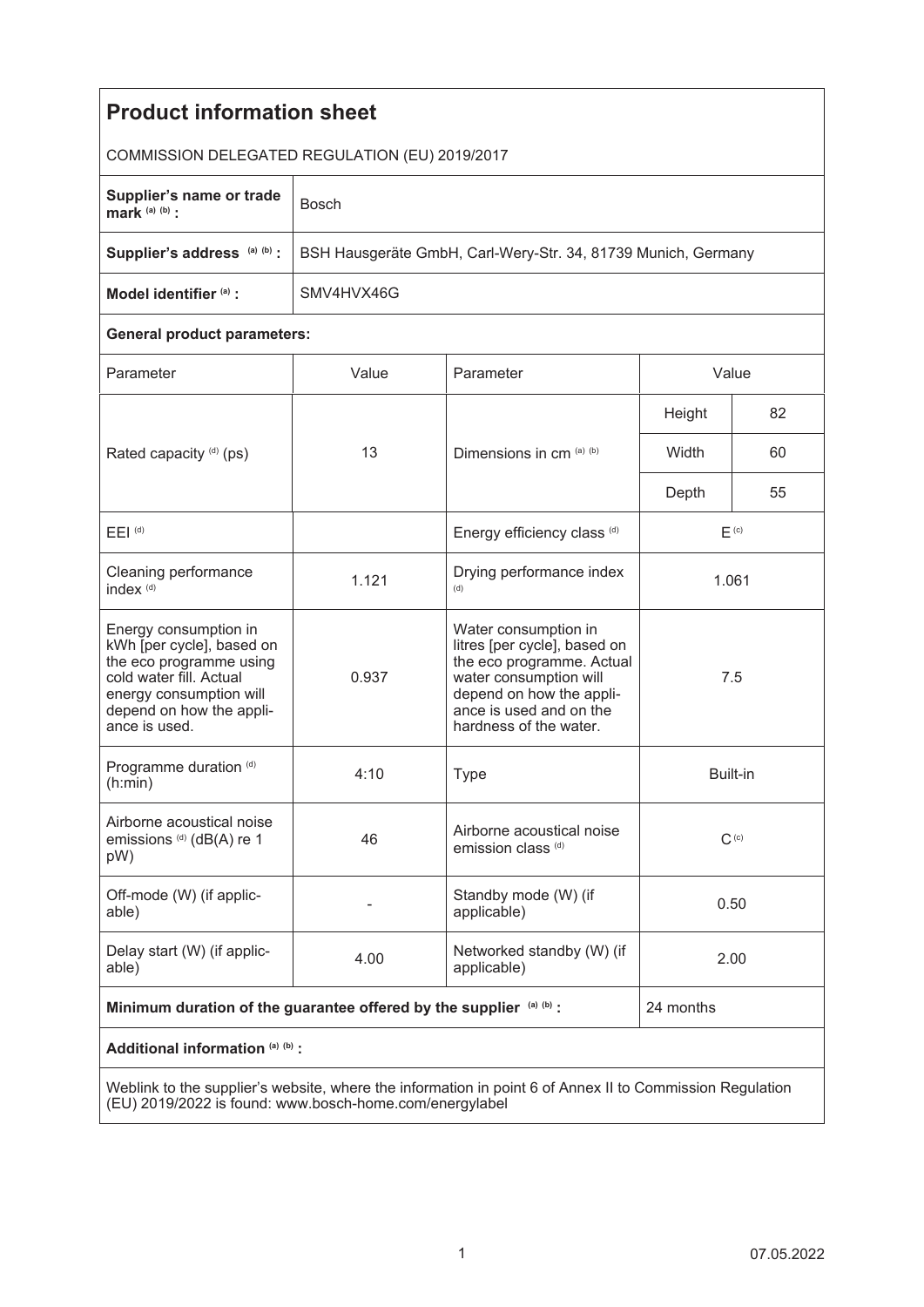# Product information sheet

COMMISSION DELEGATED REGULATION (EU) 2019/2017

| | |
|---|---|
| **Supplier's name or trade mark** [(a) (b)] **:** | Bosch |
| **Supplier's address** [(a) (b)] **:** | BSH Hausgeräte GmbH, Carl-Wery-Str. 34, 81739 Munich, Germany |
| **Model identifier** [(a)] **:** | SMV4HVX46G |

**General product parameters:**

| Parameter | Value | Parameter | Value | |
|---|---|---|---|---|
| Rated capacity [(d)] (ps) | 13 | Dimensions in cm [(a) (b)] | Height | 82 |
| | | | Width | 60 |
| | | | Depth | 55 |
| EEI [(d)] | | Energy efficiency class [(d)] | E [(c)] | |
| Cleaning performance index [(d)] | 1.121 | Drying performance index [(d)] | 1.061 | |
| Energy consumption in kWh [per cycle], based on the eco programme using cold water fill. Actual energy consumption will depend on how the appliance is used. | 0.937 | Water consumption in litres [per cycle], based on the eco programme. Actual water consumption will depend on how the appliance is used and on the hardness of the water. | 7.5 | |
| Programme duration [(d)] (h:min) | 4:10 | Type | Built-in | |
| Airborne acoustical noise emissions [(d)] (dB(A) re 1 pW) | 46 | Airborne acoustical noise emission class [(d)] | C [(c)] | |
| Off-mode (W) (if applicable) | - | Standby mode (W) (if applicable) | 0.50 | |
| Delay start (W) (if applicable) | 4.00 | Networked standby (W) (if applicable) | 2.00 | |

| | |
|---|---|
| **Minimum duration of the guarantee offered by the supplier** [(a) (b)] **:** | 24 months |

**Additional information** [(a) (b)] **:**

Weblink to the supplier's website, where the information in point 6 of Annex II to Commission Regulation (EU) 2019/2022 is found: www.bosch-home.com/energylabel

07.05.2022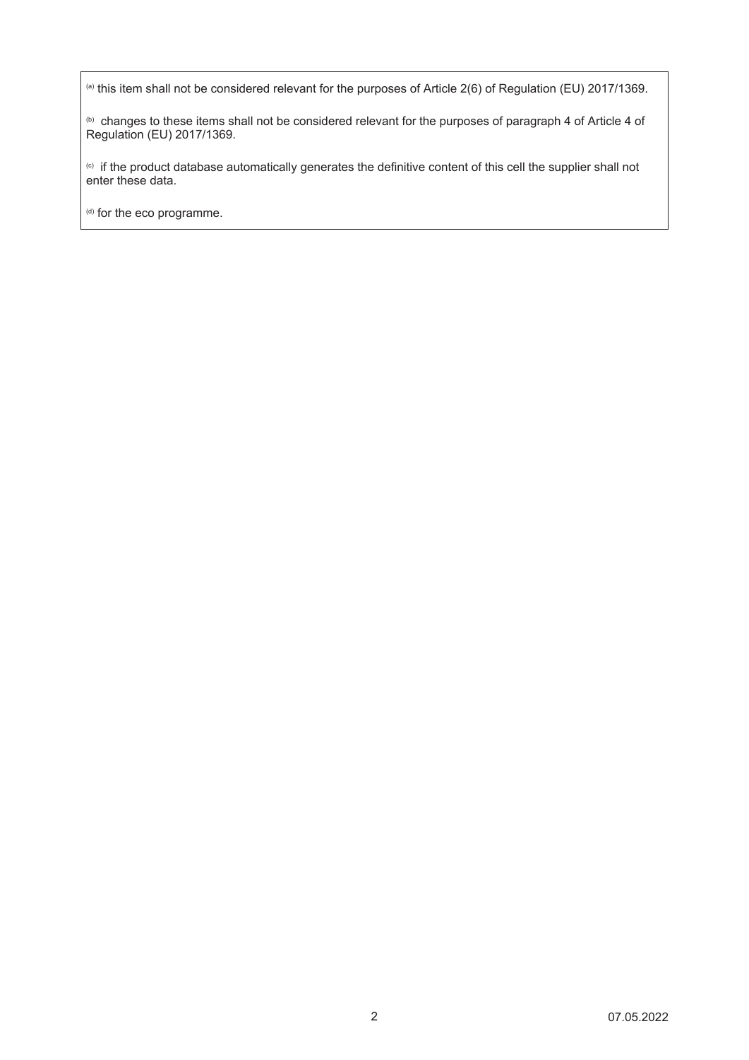[(a)] this item shall not be considered relevant for the purposes of Article 2(6) of Regulation (EU) 2017/1369.

[(b)] changes to these items shall not be considered relevant for the purposes of paragraph 4 of Article 4 of Regulation (EU) 2017/1369.

[(c)] if the product database automatically generates the definitive content of this cell the supplier shall not enter these data.

[(d)] for the eco programme.